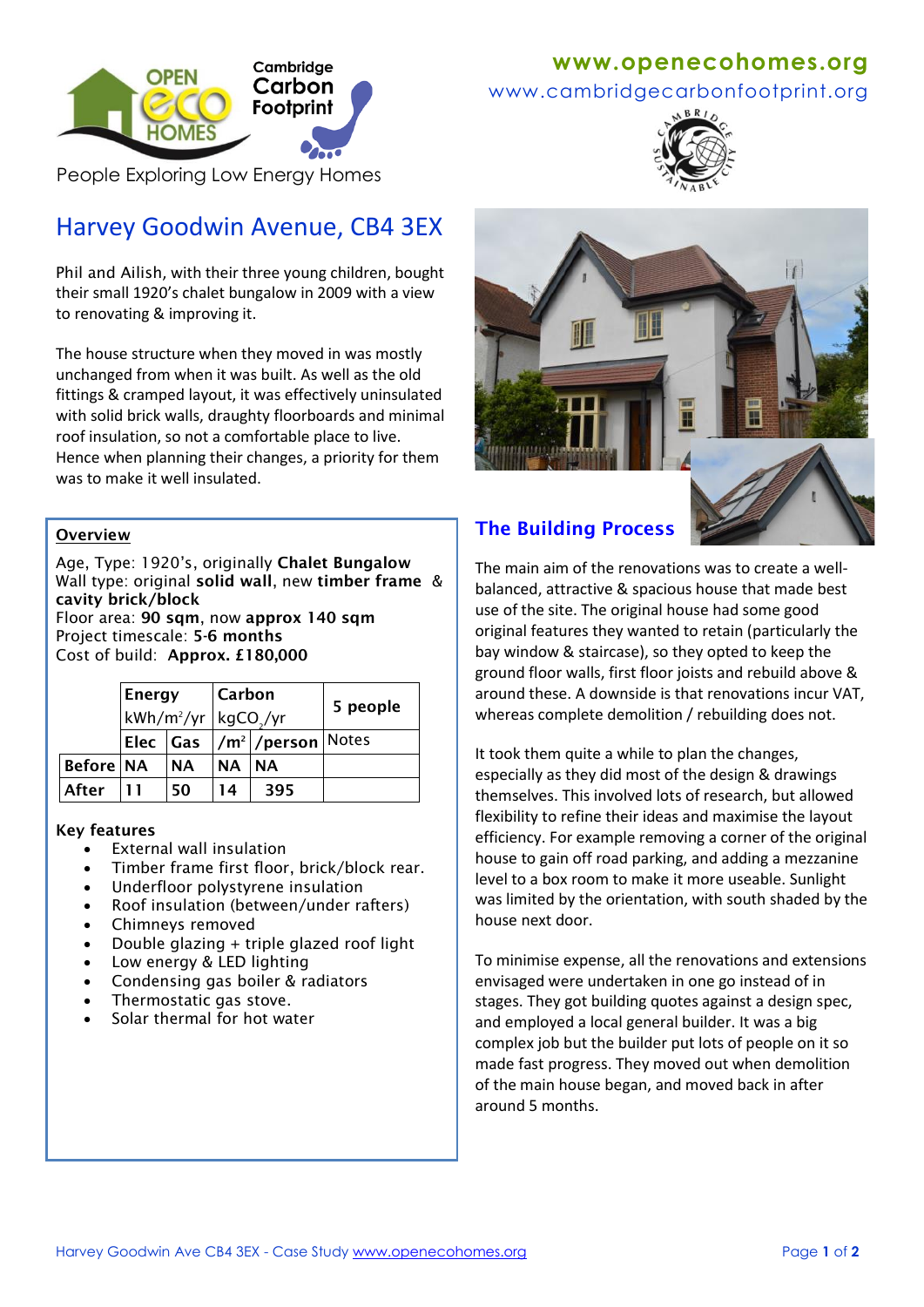Cambridge Carbon Footprint

People Exploring Low Energy Homes

www.openecohomes.org
www.cambridgecarbonfootprint.org

# Harvey Goodwin Avenue, CB4 3EX

Phil and Ailish, with their three young children, bought their small 1920's chalet bungalow in 2009 with a view to renovating & improving it.

The house structure when they moved in was mostly unchanged from when it was built. As well as the old fittings & cramped layout, it was effectively uninsulated with solid brick walls, draughty floorboards and minimal roof insulation, so not a comfortable place to live. Hence when planning their changes, a priority for them was to make it well insulated.

## Overview

Age, Type: 1920's, originally **Chalet Bungalow**
Wall type: original **solid wall**, new **timber frame** & **cavity brick/block**
Floor area: **90 sqm**, now **approx 140 sqm**
Project timescale: **5-6 months**
Cost of build: **Approx. £180,000**

| | **Energy** $kWh/m^2/yr$ | | **Carbon** $kgCO_2/yr$ | | **5 people** |
|---|---|---|---|---|---|
| | **Elec** | **Gas** | $/m^2$ | **/person** | Notes |
| **Before** | NA | NA | NA | NA | |
| **After** | 11 | 50 | 14 | 395 | |

**Key features**

- External wall insulation
- Timber frame first floor, brick/block rear.
- Underfloor polystyrene insulation
- Roof insulation (between/under rafters)
- Chimneys removed
- Double glazing + triple glazed roof light
- Low energy & LED lighting
- Condensing gas boiler & radiators
- Thermostatic gas stove.
- Solar thermal for hot water

## The Building Process

The main aim of the renovations was to create a well-balanced, attractive & spacious house that made best use of the site. The original house had some good original features they wanted to retain (particularly the bay window & staircase), so they opted to keep the ground floor walls, first floor joists and rebuild above & around these. A downside is that renovations incur VAT, whereas complete demolition / rebuilding does not.

It took them quite a while to plan the changes, especially as they did most of the design & drawings themselves. This involved lots of research, but allowed flexibility to refine their ideas and maximise the layout efficiency. For example removing a corner of the original house to gain off road parking, and adding a mezzanine level to a box room to make it more useable. Sunlight was limited by the orientation, with south shaded by the house next door.

To minimise expense, all the renovations and extensions envisaged were undertaken in one go instead of in stages. They got building quotes against a design spec, and employed a local general builder. It was a big complex job but the builder put lots of people on it so made fast progress. They moved out when demolition of the main house began, and moved back in after around 5 months.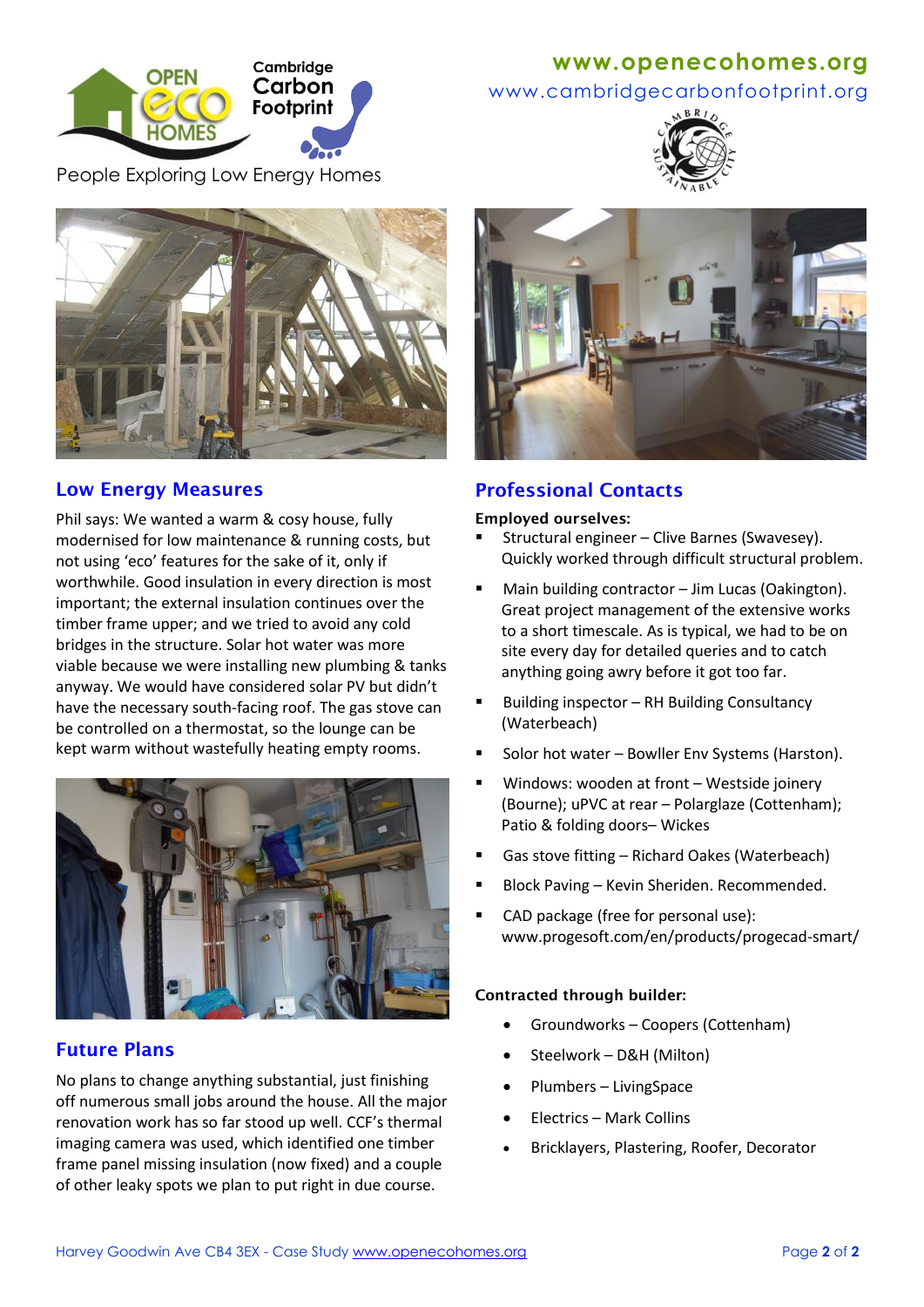www.openecohomes.org
www.cambridgecarbonfootprint.org

People Exploring Low Energy Homes

## Low Energy Measures

Phil says: We wanted a warm & cosy house, fully modernised for low maintenance & running costs, but not using 'eco' features for the sake of it, only if worthwhile. Good insulation in every direction is most important; the external insulation continues over the timber frame upper; and we tried to avoid any cold bridges in the structure. Solar hot water was more viable because we were installing new plumbing & tanks anyway. We would have considered solar PV but didn't have the necessary south-facing roof. The gas stove can be controlled on a thermostat, so the lounge can be kept warm without wastefully heating empty rooms.

## Future Plans

No plans to change anything substantial, just finishing off numerous small jobs around the house. All the major renovation work has so far stood up well. CCF's thermal imaging camera was used, which identified one timber frame panel missing insulation (now fixed) and a couple of other leaky spots we plan to put right in due course.

## Professional Contacts

**Employed ourselves:**

- Structural engineer – Clive Barnes (Swavesey). Quickly worked through difficult structural problem.
- Main building contractor – Jim Lucas (Oakington). Great project management of the extensive works to a short timescale. As is typical, we had to be on site every day for detailed queries and to catch anything going awry before it got too far.
- Building inspector – RH Building Consultancy (Waterbeach)
- Solor hot water – Bowller Env Systems (Harston).
- Windows: wooden at front – Westside joinery (Bourne); uPVC at rear – Polarglaze (Cottenham); Patio & folding doors– Wickes
- Gas stove fitting – Richard Oakes (Waterbeach)
- Block Paving – Kevin Sheriden. Recommended.
- CAD package (free for personal use): www.progesoft.com/en/products/progecad-smart/

**Contracted through builder:**

- Groundworks – Coopers (Cottenham)
- Steelwork – D&H (Milton)
- Plumbers – LivingSpace
- Electrics – Mark Collins
- Bricklayers, Plastering, Roofer, Decorator